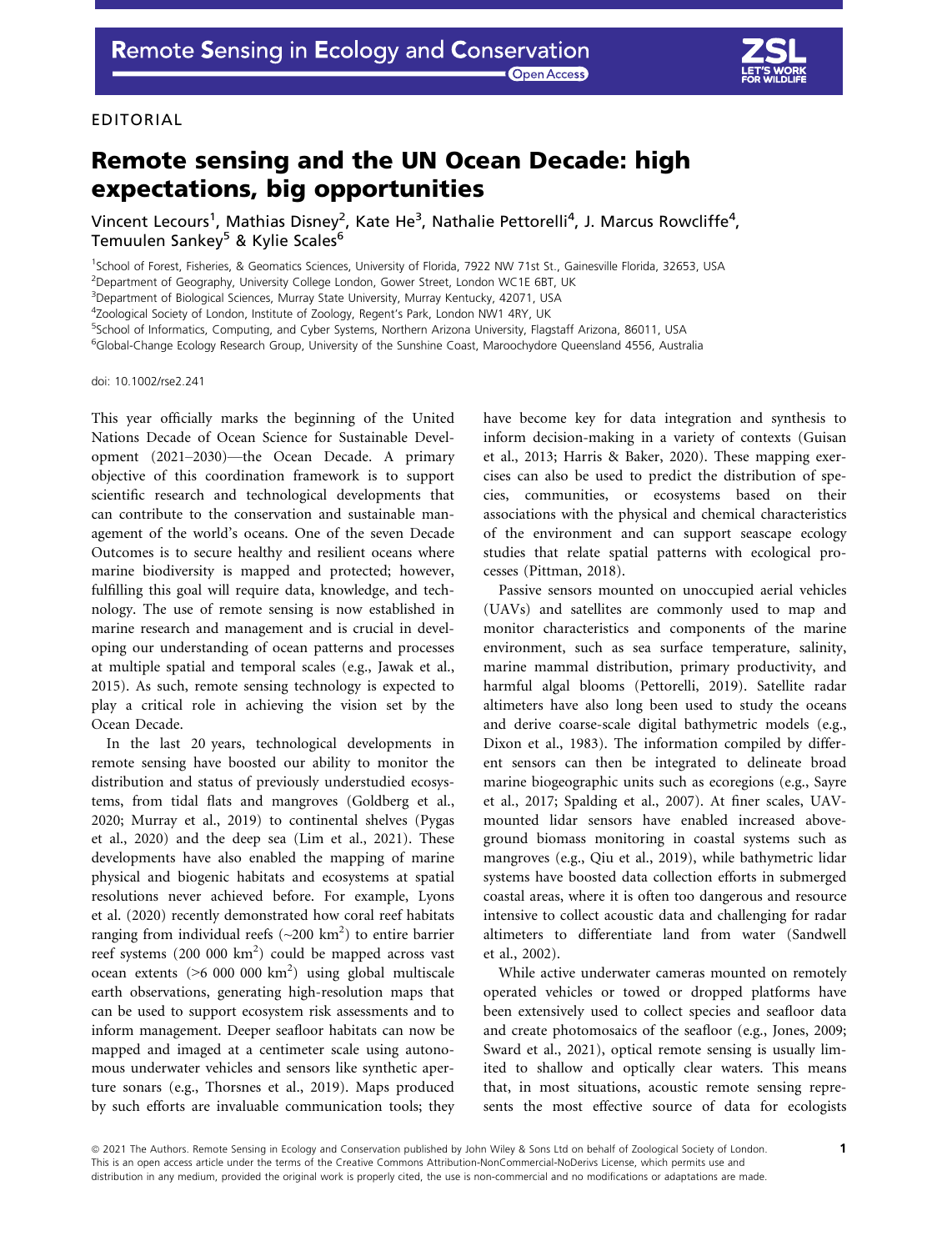EDITORIAL

# Remote sensing and the UN Ocean Decade: high expectations, big opportunities

Vincent Lecours[1], Mathias Disney[2], Kate He[3], Nathalie Pettorelli[4], J. Marcus Rowcliffe[4], Temuulen Sankey[5] & Kylie Scales[6]

[1]School of Forest, Fisheries, & Geomatics Sciences, University of Florida, 7922 NW 71st St., Gainesville Florida, 32653, USA
[2]Department of Geography, University College London, Gower Street, London WC1E 6BT, UK
[3]Department of Biological Sciences, Murray State University, Murray Kentucky, 42071, USA
[4]Zoological Society of London, Institute of Zoology, Regent's Park, London NW1 4RY, UK
[5]School of Informatics, Computing, and Cyber Systems, Northern Arizona University, Flagstaff Arizona, 86011, USA
[6]Global-Change Ecology Research Group, University of the Sunshine Coast, Maroochydore Queensland 4556, Australia

doi: 10.1002/rse2.241

This year officially marks the beginning of the United Nations Decade of Ocean Science for Sustainable Development (2021–2030)—the Ocean Decade. A primary objective of this coordination framework is to support scientific research and technological developments that can contribute to the conservation and sustainable management of the world's oceans. One of the seven Decade Outcomes is to secure healthy and resilient oceans where marine biodiversity is mapped and protected; however, fulfilling this goal will require data, knowledge, and technology. The use of remote sensing is now established in marine research and management and is crucial in developing our understanding of ocean patterns and processes at multiple spatial and temporal scales (e.g., Jawak et al., 2015). As such, remote sensing technology is expected to play a critical role in achieving the vision set by the Ocean Decade.

In the last 20 years, technological developments in remote sensing have boosted our ability to monitor the distribution and status of previously understudied ecosystems, from tidal flats and mangroves (Goldberg et al., 2020; Murray et al., 2019) to continental shelves (Pygas et al., 2020) and the deep sea (Lim et al., 2021). These developments have also enabled the mapping of marine physical and biogenic habitats and ecosystems at spatial resolutions never achieved before. For example, Lyons et al. (2020) recently demonstrated how coral reef habitats ranging from individual reefs (~200 km$^2$) to entire barrier reef systems (200 000 km$^2$) could be mapped across vast ocean extents (>6 000 000 km$^2$) using global multiscale earth observations, generating high-resolution maps that can be used to support ecosystem risk assessments and to inform management. Deeper seafloor habitats can now be mapped and imaged at a centimeter scale using autonomous underwater vehicles and sensors like synthetic aperture sonars (e.g., Thorsnes et al., 2019). Maps produced by such efforts are invaluable communication tools; they have become key for data integration and synthesis to inform decision-making in a variety of contexts (Guisan et al., 2013; Harris & Baker, 2020). These mapping exercises can also be used to predict the distribution of species, communities, or ecosystems based on their associations with the physical and chemical characteristics of the environment and can support seascape ecology studies that relate spatial patterns with ecological processes (Pittman, 2018).

Passive sensors mounted on unoccupied aerial vehicles (UAVs) and satellites are commonly used to map and monitor characteristics and components of the marine environment, such as sea surface temperature, salinity, marine mammal distribution, primary productivity, and harmful algal blooms (Pettorelli, 2019). Satellite radar altimeters have also long been used to study the oceans and derive coarse-scale digital bathymetric models (e.g., Dixon et al., 1983). The information compiled by different sensors can then be integrated to delineate broad marine biogeographic units such as ecoregions (e.g., Sayre et al., 2017; Spalding et al., 2007). At finer scales, UAV-mounted lidar sensors have enabled increased aboveground biomass monitoring in coastal systems such as mangroves (e.g., Qiu et al., 2019), while bathymetric lidar systems have boosted data collection efforts in submerged coastal areas, where it is often too dangerous and resource intensive to collect acoustic data and challenging for radar altimeters to differentiate land from water (Sandwell et al., 2002).

While active underwater cameras mounted on remotely operated vehicles or towed or dropped platforms have been extensively used to collect species and seafloor data and create photomosaics of the seafloor (e.g., Jones, 2009; Sward et al., 2021), optical remote sensing is usually limited to shallow and optically clear waters. This means that, in most situations, acoustic remote sensing represents the most effective source of data for ecologists

© 2021 The Authors. Remote Sensing in Ecology and Conservation published by John Wiley & Sons Ltd on behalf of Zoological Society of London. This is an open access article under the terms of the Creative Commons Attribution-NonCommercial-NoDerivs License, which permits use and distribution in any medium, provided the original work is properly cited, the use is non-commercial and no modifications or adaptations are made.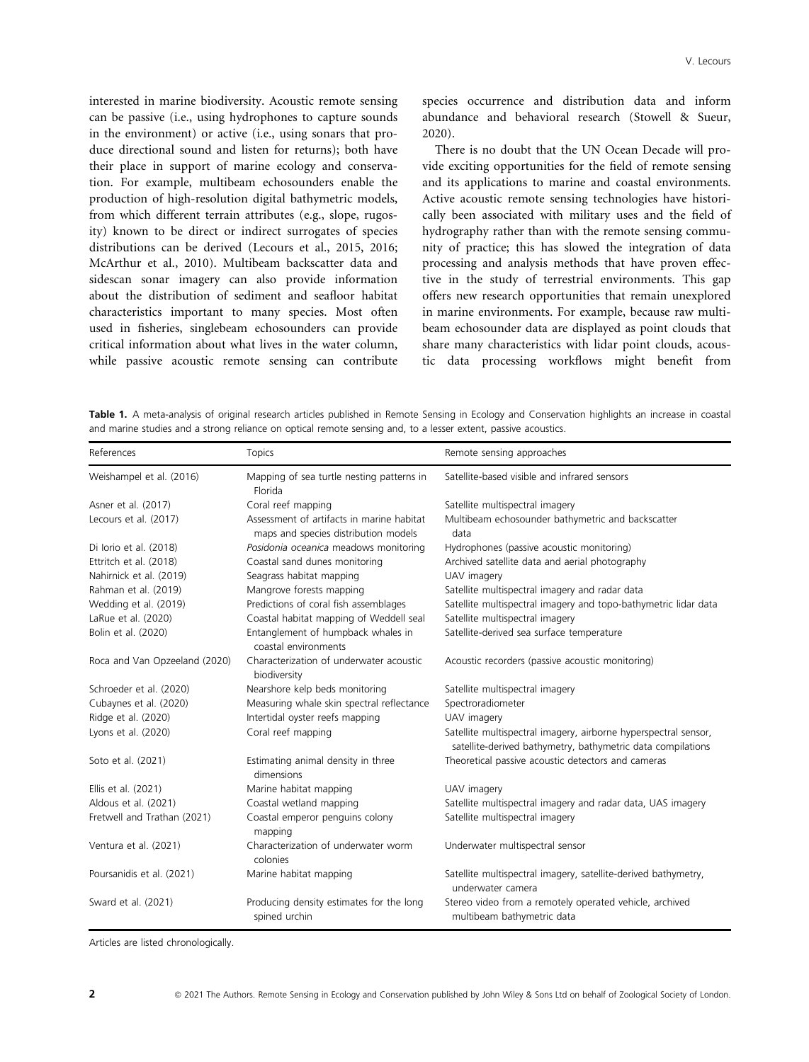interested in marine biodiversity. Acoustic remote sensing can be passive (i.e., using hydrophones to capture sounds in the environment) or active (i.e., using sonars that produce directional sound and listen for returns); both have their place in support of marine ecology and conservation. For example, multibeam echosounders enable the production of high-resolution digital bathymetric models, from which different terrain attributes (e.g., slope, rugosity) known to be direct or indirect surrogates of species distributions can be derived (Lecours et al., 2015, 2016; McArthur et al., 2010). Multibeam backscatter data and sidescan sonar imagery can also provide information about the distribution of sediment and seafloor habitat characteristics important to many species. Most often used in fisheries, singlebeam echosounders can provide critical information about what lives in the water column, while passive acoustic remote sensing can contribute species occurrence and distribution data and inform abundance and behavioral research (Stowell & Sueur, 2020).

There is no doubt that the UN Ocean Decade will provide exciting opportunities for the field of remote sensing and its applications to marine and coastal environments. Active acoustic remote sensing technologies have historically been associated with military uses and the field of hydrography rather than with the remote sensing community of practice; this has slowed the integration of data processing and analysis methods that have proven effective in the study of terrestrial environments. This gap offers new research opportunities that remain unexplored in marine environments. For example, because raw multibeam echosounder data are displayed as point clouds that share many characteristics with lidar point clouds, acoustic data processing workflows might benefit from

**Table 1.** A meta-analysis of original research articles published in Remote Sensing in Ecology and Conservation highlights an increase in coastal and marine studies and a strong reliance on optical remote sensing and, to a lesser extent, passive acoustics.

| References | Topics | Remote sensing approaches |
|---|---|---|
| Weishampel et al. (2016) | Mapping of sea turtle nesting patterns in Florida | Satellite-based visible and infrared sensors |
| Asner et al. (2017) | Coral reef mapping | Satellite multispectral imagery |
| Lecours et al. (2017) | Assessment of artifacts in marine habitat maps and species distribution models | Multibeam echosounder bathymetric and backscatter data |
| Di Iorio et al. (2018) | *Posidonia oceanica* meadows monitoring | Hydrophones (passive acoustic monitoring) |
| Ettritch et al. (2018) | Coastal sand dunes monitoring | Archived satellite data and aerial photography |
| Nahirnick et al. (2019) | Seagrass habitat mapping | UAV imagery |
| Rahman et al. (2019) | Mangrove forests mapping | Satellite multispectral imagery and radar data |
| Wedding et al. (2019) | Predictions of coral fish assemblages | Satellite multispectral imagery and topo-bathymetric lidar data |
| LaRue et al. (2020) | Coastal habitat mapping of Weddell seal | Satellite multispectral imagery |
| Bolin et al. (2020) | Entanglement of humpback whales in coastal environments | Satellite-derived sea surface temperature |
| Roca and Van Opzeeland (2020) | Characterization of underwater acoustic biodiversity | Acoustic recorders (passive acoustic monitoring) |
| Schroeder et al. (2020) | Nearshore kelp beds monitoring | Satellite multispectral imagery |
| Cubaynes et al. (2020) | Measuring whale skin spectral reflectance | Spectroradiometer |
| Ridge et al. (2020) | Intertidal oyster reefs mapping | UAV imagery |
| Lyons et al. (2020) | Coral reef mapping | Satellite multispectral imagery, airborne hyperspectral sensor, satellite-derived bathymetry, bathymetric data compilations |
| Soto et al. (2021) | Estimating animal density in three dimensions | Theoretical passive acoustic detectors and cameras |
| Ellis et al. (2021) | Marine habitat mapping | UAV imagery |
| Aldous et al. (2021) | Coastal wetland mapping | Satellite multispectral imagery and radar data, UAS imagery |
| Fretwell and Trathan (2021) | Coastal emperor penguins colony mapping | Satellite multispectral imagery |
| Ventura et al. (2021) | Characterization of underwater worm colonies | Underwater multispectral sensor |
| Poursanidis et al. (2021) | Marine habitat mapping | Satellite multispectral imagery, satellite-derived bathymetry, underwater camera |
| Sward et al. (2021) | Producing density estimates for the long spined urchin | Stereo video from a remotely operated vehicle, archived multibeam bathymetric data |

Articles are listed chronologically.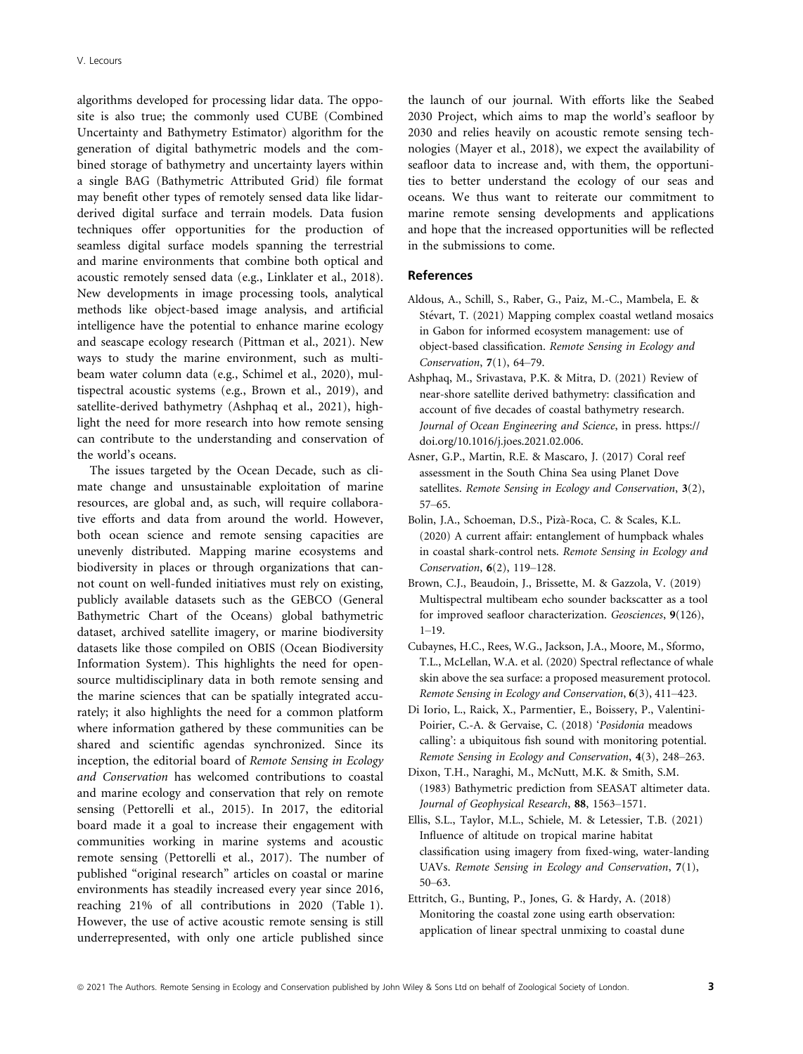algorithms developed for processing lidar data. The opposite is also true; the commonly used CUBE (Combined Uncertainty and Bathymetry Estimator) algorithm for the generation of digital bathymetric models and the combined storage of bathymetry and uncertainty layers within a single BAG (Bathymetric Attributed Grid) file format may benefit other types of remotely sensed data like lidar-derived digital surface and terrain models. Data fusion techniques offer opportunities for the production of seamless digital surface models spanning the terrestrial and marine environments that combine both optical and acoustic remotely sensed data (e.g., Linklater et al., 2018). New developments in image processing tools, analytical methods like object-based image analysis, and artificial intelligence have the potential to enhance marine ecology and seascape ecology research (Pittman et al., 2021). New ways to study the marine environment, such as multibeam water column data (e.g., Schimel et al., 2020), multispectral acoustic systems (e.g., Brown et al., 2019), and satellite-derived bathymetry (Ashphaq et al., 2021), highlight the need for more research into how remote sensing can contribute to the understanding and conservation of the world's oceans.

The issues targeted by the Ocean Decade, such as climate change and unsustainable exploitation of marine resources, are global and, as such, will require collaborative efforts and data from around the world. However, both ocean science and remote sensing capacities are unevenly distributed. Mapping marine ecosystems and biodiversity in places or through organizations that cannot count on well-funded initiatives must rely on existing, publicly available datasets such as the GEBCO (General Bathymetric Chart of the Oceans) global bathymetric dataset, archived satellite imagery, or marine biodiversity datasets like those compiled on OBIS (Ocean Biodiversity Information System). This highlights the need for open-source multidisciplinary data in both remote sensing and the marine sciences that can be spatially integrated accurately; it also highlights the need for a common platform where information gathered by these communities can be shared and scientific agendas synchronized. Since its inception, the editorial board of *Remote Sensing in Ecology and Conservation* has welcomed contributions to coastal and marine ecology and conservation that rely on remote sensing (Pettorelli et al., 2015). In 2017, the editorial board made it a goal to increase their engagement with communities working in marine systems and acoustic remote sensing (Pettorelli et al., 2017). The number of published "original research" articles on coastal or marine environments has steadily increased every year since 2016, reaching 21% of all contributions in 2020 (Table 1). However, the use of active acoustic remote sensing is still underrepresented, with only one article published since the launch of our journal. With efforts like the Seabed 2030 Project, which aims to map the world's seafloor by 2030 and relies heavily on acoustic remote sensing technologies (Mayer et al., 2018), we expect the availability of seafloor data to increase and, with them, the opportunities to better understand the ecology of our seas and oceans. We thus want to reiterate our commitment to marine remote sensing developments and applications and hope that the increased opportunities will be reflected in the submissions to come.

## References

Aldous, A., Schill, S., Raber, G., Paiz, M.-C., Mambela, E. & Stévart, T. (2021) Mapping complex coastal wetland mosaics in Gabon for informed ecosystem management: use of object-based classification. *Remote Sensing in Ecology and Conservation*, **7**(1), 64–79.

Ashphaq, M., Srivastava, P.K. & Mitra, D. (2021) Review of near-shore satellite derived bathymetry: classification and account of five decades of coastal bathymetry research. *Journal of Ocean Engineering and Science*, in press. https://doi.org/10.1016/j.joes.2021.02.006.

Asner, G.P., Martin, R.E. & Mascaro, J. (2017) Coral reef assessment in the South China Sea using Planet Dove satellites. *Remote Sensing in Ecology and Conservation*, **3**(2), 57–65.

Bolin, J.A., Schoeman, D.S., Pizà-Roca, C. & Scales, K.L. (2020) A current affair: entanglement of humpback whales in coastal shark-control nets. *Remote Sensing in Ecology and Conservation*, **6**(2), 119–128.

Brown, C.J., Beaudoin, J., Brissette, M. & Gazzola, V. (2019) Multispectral multibeam echo sounder backscatter as a tool for improved seafloor characterization. *Geosciences*, **9**(126), 1–19.

Cubaynes, H.C., Rees, W.G., Jackson, J.A., Moore, M., Sformo, T.L., McLellan, W.A. et al. (2020) Spectral reflectance of whale skin above the sea surface: a proposed measurement protocol. *Remote Sensing in Ecology and Conservation*, **6**(3), 411–423.

Di Iorio, L., Raick, X., Parmentier, E., Boissery, P., Valentini-Poirier, C.-A. & Gervaise, C. (2018) '*Posidonia* meadows calling': a ubiquitous fish sound with monitoring potential. *Remote Sensing in Ecology and Conservation*, **4**(3), 248–263.

Dixon, T.H., Naraghi, M., McNutt, M.K. & Smith, S.M. (1983) Bathymetric prediction from SEASAT altimeter data. *Journal of Geophysical Research*, **88**, 1563–1571.

Ellis, S.L., Taylor, M.L., Schiele, M. & Letessier, T.B. (2021) Influence of altitude on tropical marine habitat classification using imagery from fixed-wing, water-landing UAVs. *Remote Sensing in Ecology and Conservation*, **7**(1), 50–63.

Ettritch, G., Bunting, P., Jones, G. & Hardy, A. (2018) Monitoring the coastal zone using earth observation: application of linear spectral unmixing to coastal dune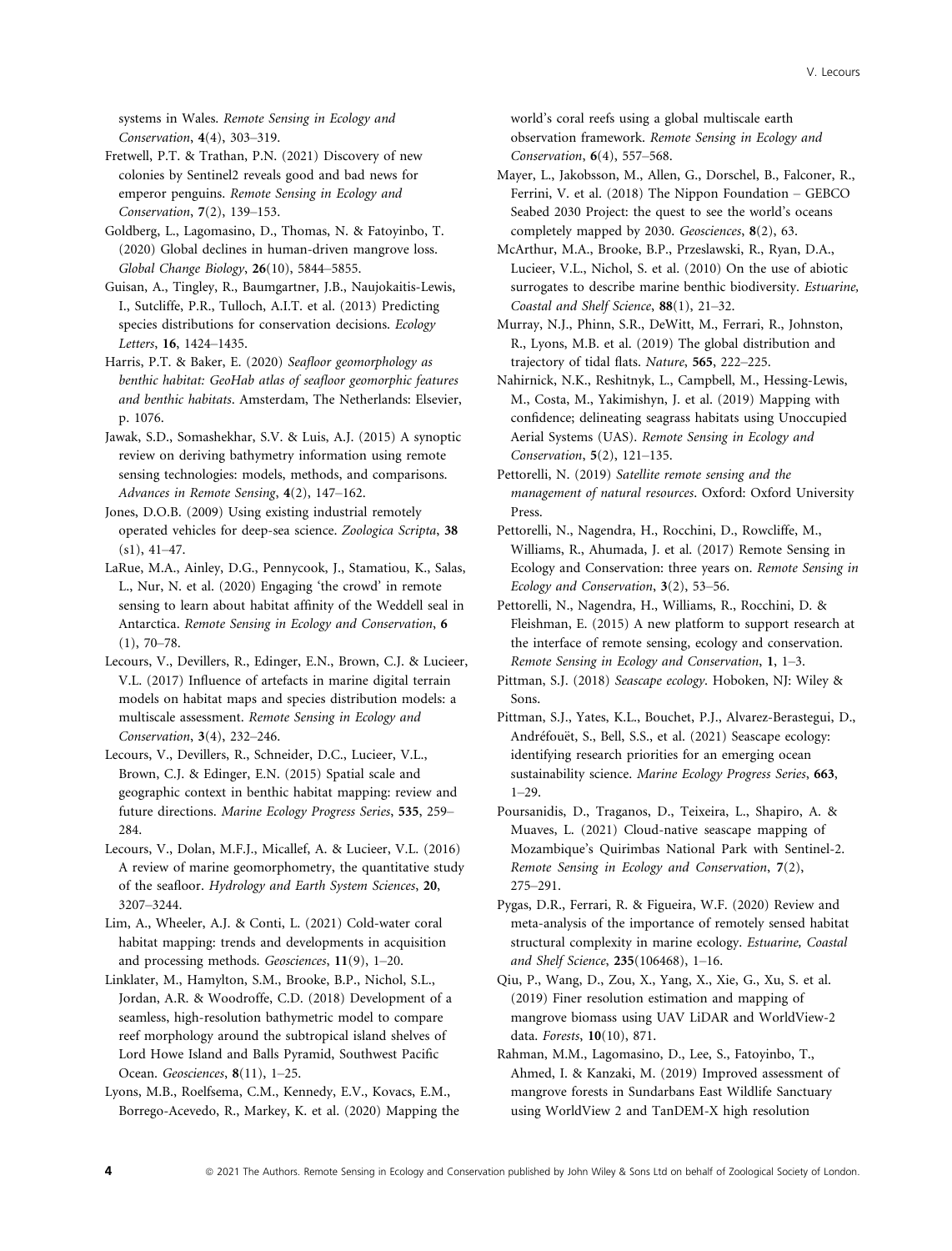systems in Wales. *Remote Sensing in Ecology and Conservation*, **4**(4), 303–319.

Fretwell, P.T. & Trathan, P.N. (2021) Discovery of new colonies by Sentinel2 reveals good and bad news for emperor penguins. *Remote Sensing in Ecology and Conservation*, **7**(2), 139–153.

Goldberg, L., Lagomasino, D., Thomas, N. & Fatoyinbo, T. (2020) Global declines in human-driven mangrove loss. *Global Change Biology*, **26**(10), 5844–5855.

Guisan, A., Tingley, R., Baumgartner, J.B., Naujokaitis-Lewis, I., Sutcliffe, P.R., Tulloch, A.I.T. et al. (2013) Predicting species distributions for conservation decisions. *Ecology Letters*, **16**, 1424–1435.

Harris, P.T. & Baker, E. (2020) *Seafloor geomorphology as benthic habitat: GeoHab atlas of seafloor geomorphic features and benthic habitats*. Amsterdam, The Netherlands: Elsevier, p. 1076.

Jawak, S.D., Somashekhar, S.V. & Luis, A.J. (2015) A synoptic review on deriving bathymetry information using remote sensing technologies: models, methods, and comparisons. *Advances in Remote Sensing*, **4**(2), 147–162.

Jones, D.O.B. (2009) Using existing industrial remotely operated vehicles for deep-sea science. *Zoologica Scripta*, **38** (s1), 41–47.

LaRue, M.A., Ainley, D.G., Pennycook, J., Stamatiou, K., Salas, L., Nur, N. et al. (2020) Engaging 'the crowd' in remote sensing to learn about habitat affinity of the Weddell seal in Antarctica. *Remote Sensing in Ecology and Conservation*, **6** (1), 70–78.

Lecours, V., Devillers, R., Edinger, E.N., Brown, C.J. & Lucieer, V.L. (2017) Influence of artefacts in marine digital terrain models on habitat maps and species distribution models: a multiscale assessment. *Remote Sensing in Ecology and Conservation*, **3**(4), 232–246.

Lecours, V., Devillers, R., Schneider, D.C., Lucieer, V.L., Brown, C.J. & Edinger, E.N. (2015) Spatial scale and geographic context in benthic habitat mapping: review and future directions. *Marine Ecology Progress Series*, **535**, 259–284.

Lecours, V., Dolan, M.F.J., Micallef, A. & Lucieer, V.L. (2016) A review of marine geomorphometry, the quantitative study of the seafloor. *Hydrology and Earth System Sciences*, **20**, 3207–3244.

Lim, A., Wheeler, A.J. & Conti, L. (2021) Cold-water coral habitat mapping: trends and developments in acquisition and processing methods. *Geosciences*, **11**(9), 1–20.

Linklater, M., Hamylton, S.M., Brooke, B.P., Nichol, S.L., Jordan, A.R. & Woodroffe, C.D. (2018) Development of a seamless, high-resolution bathymetric model to compare reef morphology around the subtropical island shelves of Lord Howe Island and Balls Pyramid, Southwest Pacific Ocean. *Geosciences*, **8**(11), 1–25.

Lyons, M.B., Roelfsema, C.M., Kennedy, E.V., Kovacs, E.M., Borrego-Acevedo, R., Markey, K. et al. (2020) Mapping the world's coral reefs using a global multiscale earth observation framework. *Remote Sensing in Ecology and Conservation*, **6**(4), 557–568.

Mayer, L., Jakobsson, M., Allen, G., Dorschel, B., Falconer, R., Ferrini, V. et al. (2018) The Nippon Foundation – GEBCO Seabed 2030 Project: the quest to see the world's oceans completely mapped by 2030. *Geosciences*, **8**(2), 63.

McArthur, M.A., Brooke, B.P., Przeslawski, R., Ryan, D.A., Lucieer, V.L., Nichol, S. et al. (2010) On the use of abiotic surrogates to describe marine benthic biodiversity. *Estuarine, Coastal and Shelf Science*, **88**(1), 21–32.

Murray, N.J., Phinn, S.R., DeWitt, M., Ferrari, R., Johnston, R., Lyons, M.B. et al. (2019) The global distribution and trajectory of tidal flats. *Nature*, **565**, 222–225.

Nahirnick, N.K., Reshitnyk, L., Campbell, M., Hessing-Lewis, M., Costa, M., Yakimishyn, J. et al. (2019) Mapping with confidence; delineating seagrass habitats using Unoccupied Aerial Systems (UAS). *Remote Sensing in Ecology and Conservation*, **5**(2), 121–135.

Pettorelli, N. (2019) *Satellite remote sensing and the management of natural resources*. Oxford: Oxford University Press.

Pettorelli, N., Nagendra, H., Rocchini, D., Rowcliffe, M., Williams, R., Ahumada, J. et al. (2017) Remote Sensing in Ecology and Conservation: three years on. *Remote Sensing in Ecology and Conservation*, **3**(2), 53–56.

Pettorelli, N., Nagendra, H., Williams, R., Rocchini, D. & Fleishman, E. (2015) A new platform to support research at the interface of remote sensing, ecology and conservation. *Remote Sensing in Ecology and Conservation*, **1**, 1–3.

Pittman, S.J. (2018) *Seascape ecology*. Hoboken, NJ: Wiley & Sons.

Pittman, S.J., Yates, K.L., Bouchet, P.J., Alvarez-Berastegui, D., Andréfouët, S., Bell, S.S., et al. (2021) Seascape ecology: identifying research priorities for an emerging ocean sustainability science. *Marine Ecology Progress Series*, **663**, 1–29.

Poursanidis, D., Traganos, D., Teixeira, L., Shapiro, A. & Muaves, L. (2021) Cloud-native seascape mapping of Mozambique's Quirimbas National Park with Sentinel-2. *Remote Sensing in Ecology and Conservation*, **7**(2), 275–291.

Pygas, D.R., Ferrari, R. & Figueira, W.F. (2020) Review and meta-analysis of the importance of remotely sensed habitat structural complexity in marine ecology. *Estuarine, Coastal and Shelf Science*, **235**(106468), 1–16.

Qiu, P., Wang, D., Zou, X., Yang, X., Xie, G., Xu, S. et al. (2019) Finer resolution estimation and mapping of mangrove biomass using UAV LiDAR and WorldView-2 data. *Forests*, **10**(10), 871.

Rahman, M.M., Lagomasino, D., Lee, S., Fatoyinbo, T., Ahmed, I. & Kanzaki, M. (2019) Improved assessment of mangrove forests in Sundarbans East Wildlife Sanctuary using WorldView 2 and TanDEM-X high resolution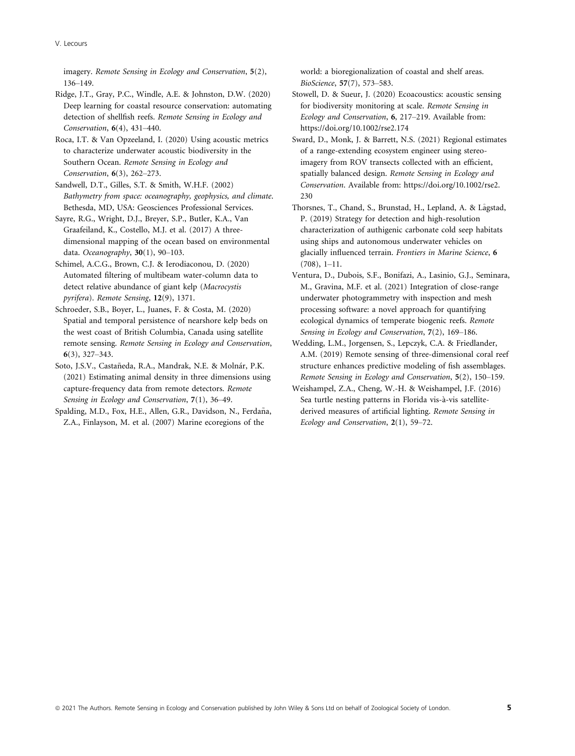imagery. *Remote Sensing in Ecology and Conservation*, **5**(2), 136–149.

Ridge, J.T., Gray, P.C., Windle, A.E. & Johnston, D.W. (2020) Deep learning for coastal resource conservation: automating detection of shellfish reefs. *Remote Sensing in Ecology and Conservation*, **6**(4), 431–440.

Roca, I.T. & Van Opzeeland, I. (2020) Using acoustic metrics to characterize underwater acoustic biodiversity in the Southern Ocean. *Remote Sensing in Ecology and Conservation*, **6**(3), 262–273.

Sandwell, D.T., Gilles, S.T. & Smith, W.H.F. (2002) *Bathymetry from space: oceanography, geophysics, and climate*. Bethesda, MD, USA: Geosciences Professional Services.

Sayre, R.G., Wright, D.J., Breyer, S.P., Butler, K.A., Van Graafeiland, K., Costello, M.J. et al. (2017) A three-dimensional mapping of the ocean based on environmental data. *Oceanography*, **30**(1), 90–103.

Schimel, A.C.G., Brown, C.J. & Ierodiaconou, D. (2020) Automated filtering of multibeam water-column data to detect relative abundance of giant kelp (*Macrocystis pyrifera*). *Remote Sensing*, **12**(9), 1371.

Schroeder, S.B., Boyer, L., Juanes, F. & Costa, M. (2020) Spatial and temporal persistence of nearshore kelp beds on the west coast of British Columbia, Canada using satellite remote sensing. *Remote Sensing in Ecology and Conservation*, **6**(3), 327–343.

Soto, J.S.V., Castañeda, R.A., Mandrak, N.E. & Molnár, P.K. (2021) Estimating animal density in three dimensions using capture-frequency data from remote detectors. *Remote Sensing in Ecology and Conservation*, **7**(1), 36–49.

Spalding, M.D., Fox, H.E., Allen, G.R., Davidson, N., Ferdaña, Z.A., Finlayson, M. et al. (2007) Marine ecoregions of the world: a bioregionalization of coastal and shelf areas. *BioScience*, **57**(7), 573–583.

Stowell, D. & Sueur, J. (2020) Ecoacoustics: acoustic sensing for biodiversity monitoring at scale. *Remote Sensing in Ecology and Conservation*, **6**, 217–219. Available from: https://doi.org/10.1002/rse2.174

Sward, D., Monk, J. & Barrett, N.S. (2021) Regional estimates of a range-extending ecosystem engineer using stereo-imagery from ROV transects collected with an efficient, spatially balanced design. *Remote Sensing in Ecology and Conservation*. Available from: https://doi.org/10.1002/rse2.230

Thorsnes, T., Chand, S., Brunstad, H., Lepland, A. & Lågstad, P. (2019) Strategy for detection and high-resolution characterization of authigenic carbonate cold seep habitats using ships and autonomous underwater vehicles on glacially influenced terrain. *Frontiers in Marine Science*, **6** (708), 1–11.

Ventura, D., Dubois, S.F., Bonifazi, A., Lasinio, G.J., Seminara, M., Gravina, M.F. et al. (2021) Integration of close-range underwater photogrammetry with inspection and mesh processing software: a novel approach for quantifying ecological dynamics of temperate biogenic reefs. *Remote Sensing in Ecology and Conservation*, **7**(2), 169–186.

Wedding, L.M., Jorgensen, S., Lepczyk, C.A. & Friedlander, A.M. (2019) Remote sensing of three-dimensional coral reef structure enhances predictive modeling of fish assemblages. *Remote Sensing in Ecology and Conservation*, **5**(2), 150–159.

Weishampel, Z.A., Cheng, W.-H. & Weishampel, J.F. (2016) Sea turtle nesting patterns in Florida vis-à-vis satellite-derived measures of artificial lighting. *Remote Sensing in Ecology and Conservation*, **2**(1), 59–72.